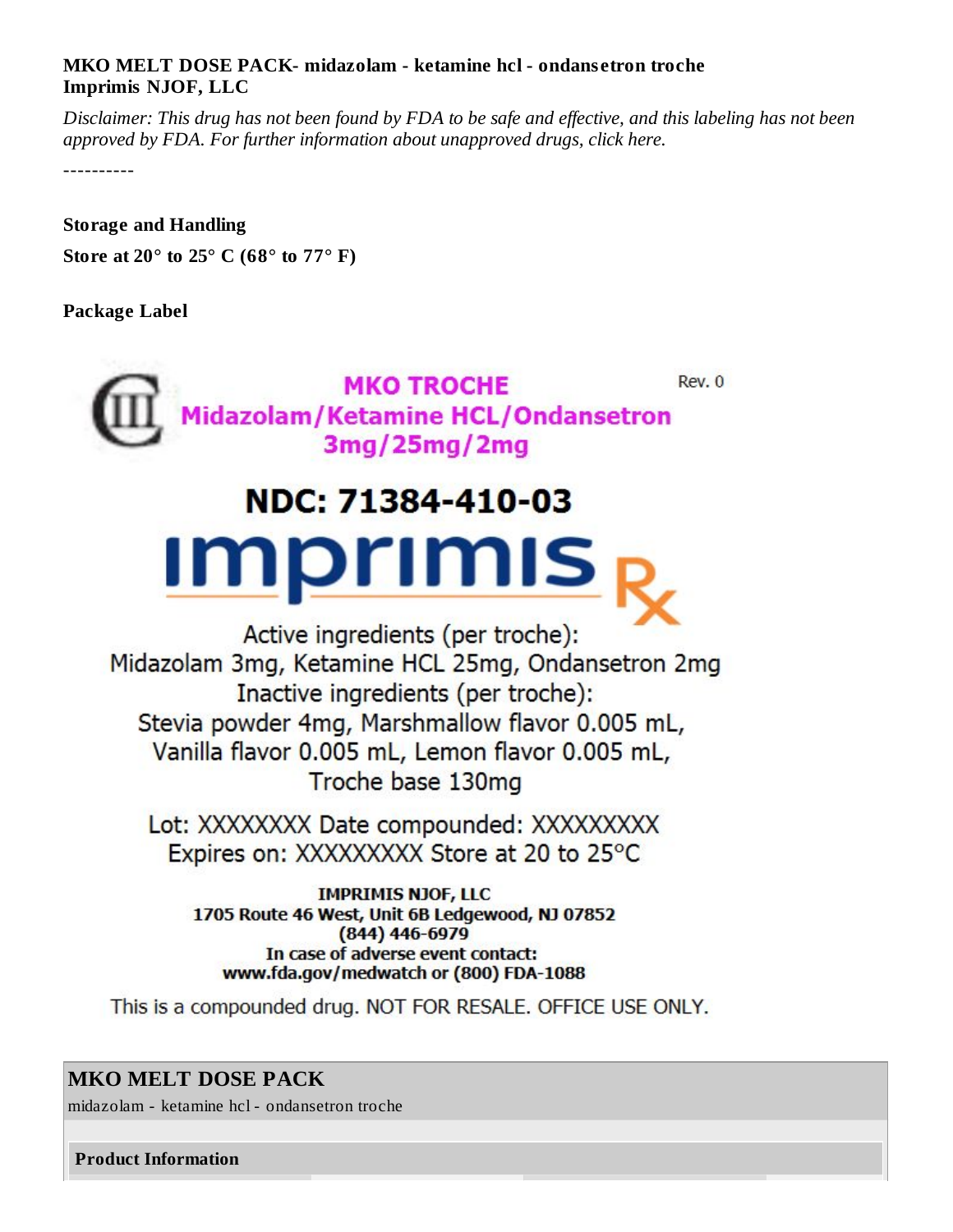**MKO MELT DOSE PACK- midazolam - ketamine hcl - ondansetron troche**
**Imprimis NJOF, LLC**

*Disclaimer: This drug has not been found by FDA to be safe and effective, and this labeling has not been approved by FDA. For further information about unapproved drugs, click here.*

----------

**Storage and Handling**

**Store at 20° to 25° C (68° to 77° F)**

**Package Label**

MKO TROCHE
Midazolam/Ketamine HCL/Ondansetron
3mg/25mg/2mg

Rev. 0

CII

NDC: 71384-410-03

imprimis Rx

Active ingredients (per troche):
Midazolam 3mg, Ketamine HCL 25mg, Ondansetron 2mg
Inactive ingredients (per troche):
Stevia powder 4mg, Marshmallow flavor 0.005 mL,
Vanilla flavor 0.005 mL, Lemon flavor 0.005 mL,
Troche base 130mg

Lot: XXXXXXXX Date compounded: XXXXXXXXX
Expires on: XXXXXXXXX Store at 20 to 25°C

**IMPRIMIS NJOF, LLC**
**1705 Route 46 West, Unit 6B Ledgewood, NJ 07852**
**(844) 446-6979**
**In case of adverse event contact:**
**www.fda.gov/medwatch or (800) FDA-1088**

This is a compounded drug. NOT FOR RESALE. OFFICE USE ONLY.

**MKO MELT DOSE PACK**
midazolam - ketamine hcl - ondansetron troche

**Product Information**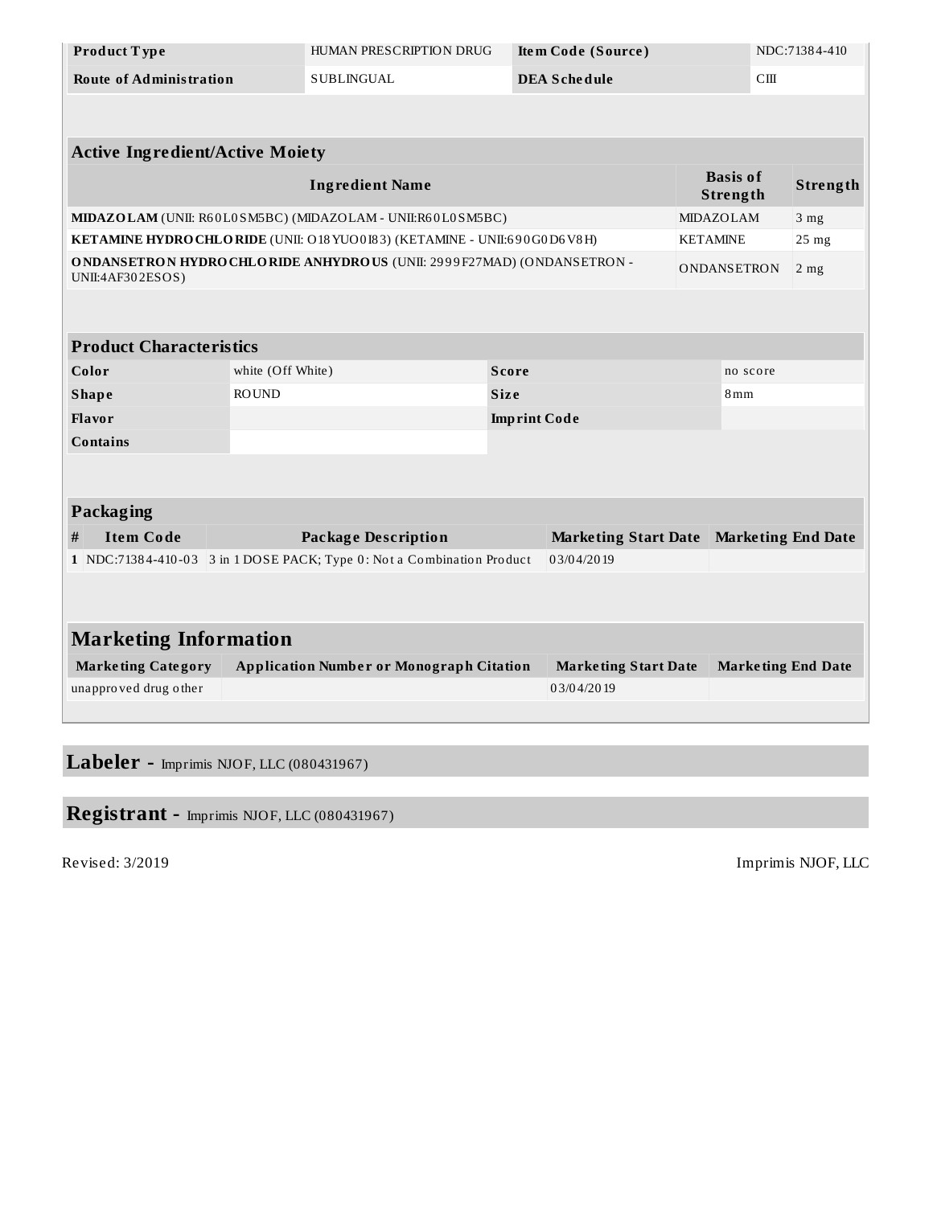| Product Type | HUMAN PRESCRIPTION DRUG | Item Code (Source) | NDC:71384-410 |
|---|---|---|---|
| Route of Administration | SUBLINGUAL | DEA Schedule | CIII |

| Active Ingredient/Active Moiety | | |
|---|---|---|
| **Ingredient Name** | **Basis of Strength** | **Strength** |
| **MIDAZOLAM** (UNII: R60L0SM5BC) (MIDAZOLAM - UNII:R60L0SM5BC) | MIDAZOLAM | 3 mg |
| **KETAMINE HYDROCHLORIDE** (UNII: O18YUO0I83) (KETAMINE - UNII:690G0D6V8H) | KETAMINE | 25 mg |
| **ONDANSETRON HYDROCHLORIDE ANHYDROUS** (UNII: 2999F27MAD) (ONDANSETRON - UNII:4AF302ESOS) | ONDANSETRON | 2 mg |

| Product Characteristics | | | |
|---|---|---|---|
| Color | white (Off White) | Score | no score |
| Shape | ROUND | Size | 8mm |
| Flavor | | Imprint Code | |
| Contains | | | |

| Packaging | | | | |
|---|---|---|---|---|
| # | Item Code | Package Description | Marketing Start Date | Marketing End Date |
| 1 | NDC:71384-410-03 | 3 in 1 DOSE PACK; Type 0: Not a Combination Product | 03/04/2019 | |

| Marketing Information | | | |
|---|---|---|---|
| Marketing Category | Application Number or Monograph Citation | Marketing Start Date | Marketing End Date |
| unapproved drug other | | 03/04/2019 | |

## Labeler - Imprimis NJOF, LLC (080431967)

## Registrant - Imprimis NJOF, LLC (080431967)

Revised: 3/2019

Imprimis NJOF, LLC